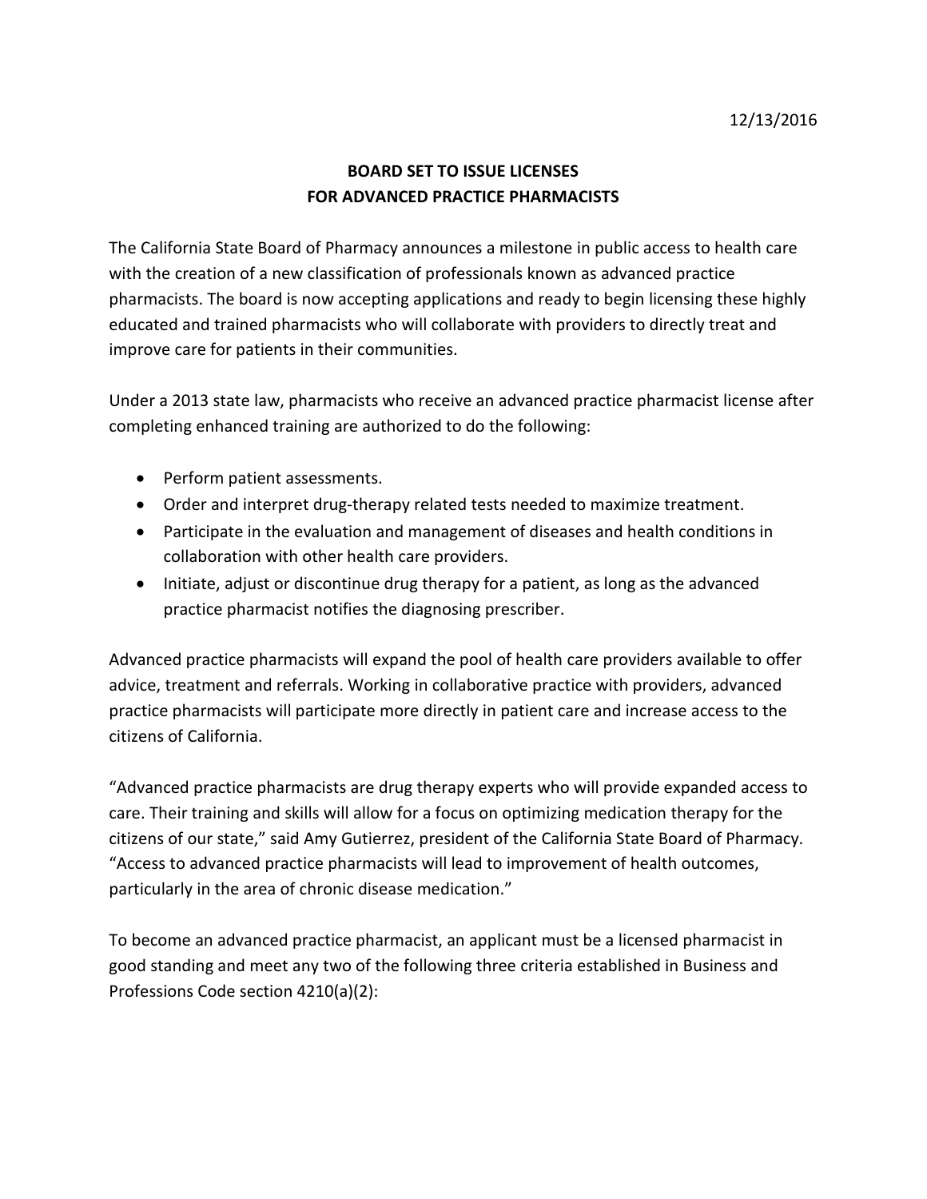12/13/2016

# BOARD SET TO ISSUE LICENSES FOR ADVANCED PRACTICE PHARMACISTS

The California State Board of Pharmacy announces a milestone in public access to health care with the creation of a new classification of professionals known as advanced practice pharmacists. The board is now accepting applications and ready to begin licensing these highly educated and trained pharmacists who will collaborate with providers to directly treat and improve care for patients in their communities.

Under a 2013 state law, pharmacists who receive an advanced practice pharmacist license after completing enhanced training are authorized to do the following:

- Perform patient assessments.
- Order and interpret drug-therapy related tests needed to maximize treatment.
- Participate in the evaluation and management of diseases and health conditions in collaboration with other health care providers.
- Initiate, adjust or discontinue drug therapy for a patient, as long as the advanced practice pharmacist notifies the diagnosing prescriber.

Advanced practice pharmacists will expand the pool of health care providers available to offer advice, treatment and referrals. Working in collaborative practice with providers, advanced practice pharmacists will participate more directly in patient care and increase access to the citizens of California.

"Advanced practice pharmacists are drug therapy experts who will provide expanded access to care. Their training and skills will allow for a focus on optimizing medication therapy for the citizens of our state," said Amy Gutierrez, president of the California State Board of Pharmacy. "Access to advanced practice pharmacists will lead to improvement of health outcomes, particularly in the area of chronic disease medication."

To become an advanced practice pharmacist, an applicant must be a licensed pharmacist in good standing and meet any two of the following three criteria established in Business and Professions Code section 4210(a)(2):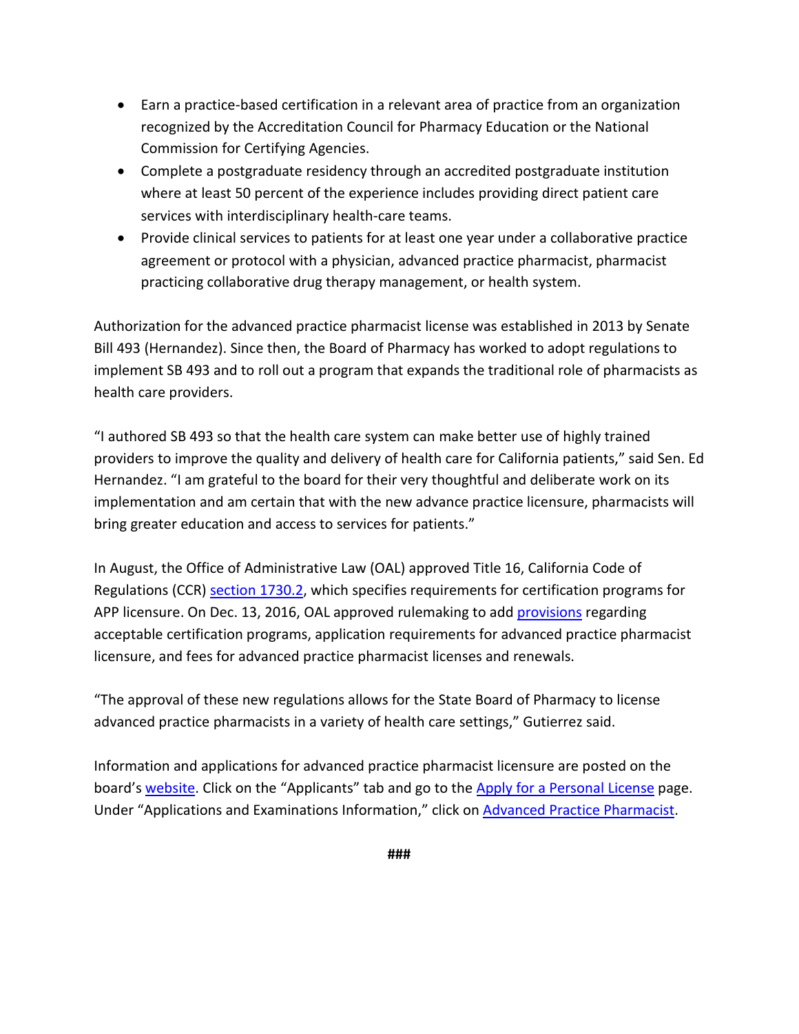- Earn a practice-based certification in a relevant area of practice from an organization recognized by the Accreditation Council for Pharmacy Education or the National Commission for Certifying Agencies.
- Complete a postgraduate residency through an accredited postgraduate institution where at least 50 percent of the experience includes providing direct patient care services with interdisciplinary health-care teams.
- Provide clinical services to patients for at least one year under a collaborative practice agreement or protocol with a physician, advanced practice pharmacist, pharmacist practicing collaborative drug therapy management, or health system.

Authorization for the advanced practice pharmacist license was established in 2013 by Senate Bill 493 (Hernandez). Since then, the Board of Pharmacy has worked to adopt regulations to implement SB 493 and to roll out a program that expands the traditional role of pharmacists as health care providers.

"I authored SB 493 so that the health care system can make better use of highly trained providers to improve the quality and delivery of health care for California patients," said Sen. Ed Hernandez. "I am grateful to the board for their very thoughtful and deliberate work on its implementation and am certain that with the new advance practice licensure, pharmacists will bring greater education and access to services for patients."

In August, the Office of Administrative Law (OAL) approved Title 16, California Code of Regulations (CCR) section 1730.2, which specifies requirements for certification programs for APP licensure. On Dec. 13, 2016, OAL approved rulemaking to add provisions regarding acceptable certification programs, application requirements for advanced practice pharmacist licensure, and fees for advanced practice pharmacist licenses and renewals.

"The approval of these new regulations allows for the State Board of Pharmacy to license advanced practice pharmacists in a variety of health care settings," Gutierrez said.

Information and applications for advanced practice pharmacist licensure are posted on the board's website. Click on the "Applicants" tab and go to the Apply for a Personal License page. Under "Applications and Examinations Information," click on Advanced Practice Pharmacist.

###